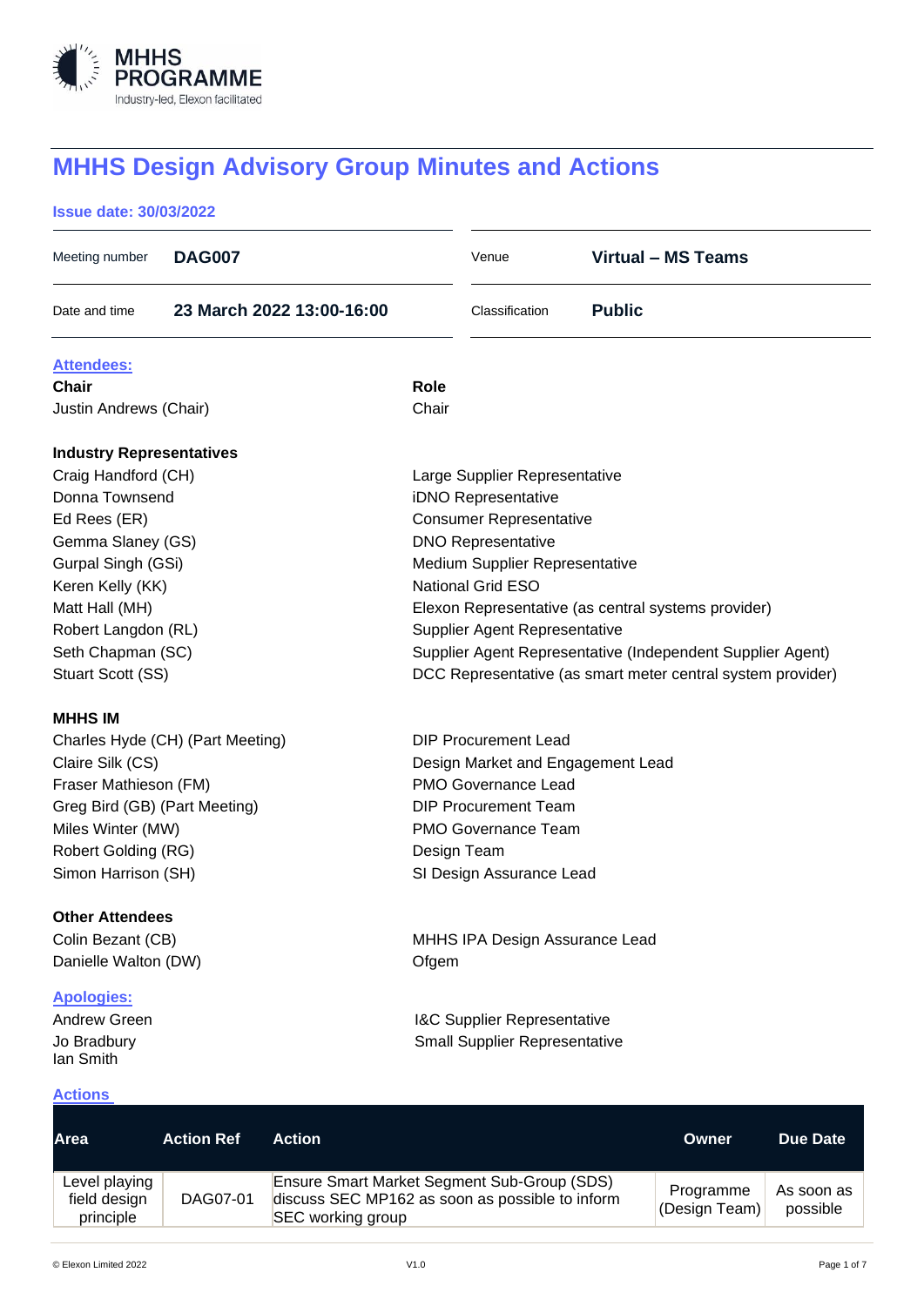# MHHS Design Advisory Group Minutes and Actions

**Issue date: 30/03/2022**

| | | | |
|---|---|---|---|
| Meeting number | **DAG007** | Venue | **Virtual – MS Teams** |
| Date and time | **23 March 2022 13:00-16:00** | Classification | **Public** |

**Attendees:**

| **Chair** | **Role** |
|---|---|
| Justin Andrews (Chair) | Chair |

**Industry Representatives**

| | |
|---|---|
| Craig Handford (CH) | Large Supplier Representative |
| Donna Townsend | iDNO Representative |
| Ed Rees (ER) | Consumer Representative |
| Gemma Slaney (GS) | DNO Representative |
| Gurpal Singh (GSi) | Medium Supplier Representative |
| Keren Kelly (KK) | National Grid ESO |
| Matt Hall (MH) | Elexon Representative (as central systems provider) |
| Robert Langdon (RL) | Supplier Agent Representative |
| Seth Chapman (SC) | Supplier Agent Representative (Independent Supplier Agent) |
| Stuart Scott (SS) | DCC Representative (as smart meter central system provider) |

**MHHS IM**

| | |
|---|---|
| Charles Hyde (CH) (Part Meeting) | DIP Procurement Lead |
| Claire Silk (CS) | Design Market and Engagement Lead |
| Fraser Mathieson (FM) | PMO Governance Lead |
| Greg Bird (GB) (Part Meeting) | DIP Procurement Team |
| Miles Winter (MW) | PMO Governance Team |
| Robert Golding (RG) | Design Team |
| Simon Harrison (SH) | SI Design Assurance Lead |

**Other Attendees**

| | |
|---|---|
| Colin Bezant (CB) | MHHS IPA Design Assurance Lead |
| Danielle Walton (DW) | Ofgem |

**Apologies:**

| | |
|---|---|
| Andrew Green | I&C Supplier Representative |
| Jo Bradbury | Small Supplier Representative |
| Ian Smith | |

**Actions**

| Area | Action Ref | Action | Owner | Due Date |
|---|---|---|---|---|
| Level playing field design principle | DAG07-01 | Ensure Smart Market Segment Sub-Group (SDS) discuss SEC MP162 as soon as possible to inform SEC working group | Programme (Design Team) | As soon as possible |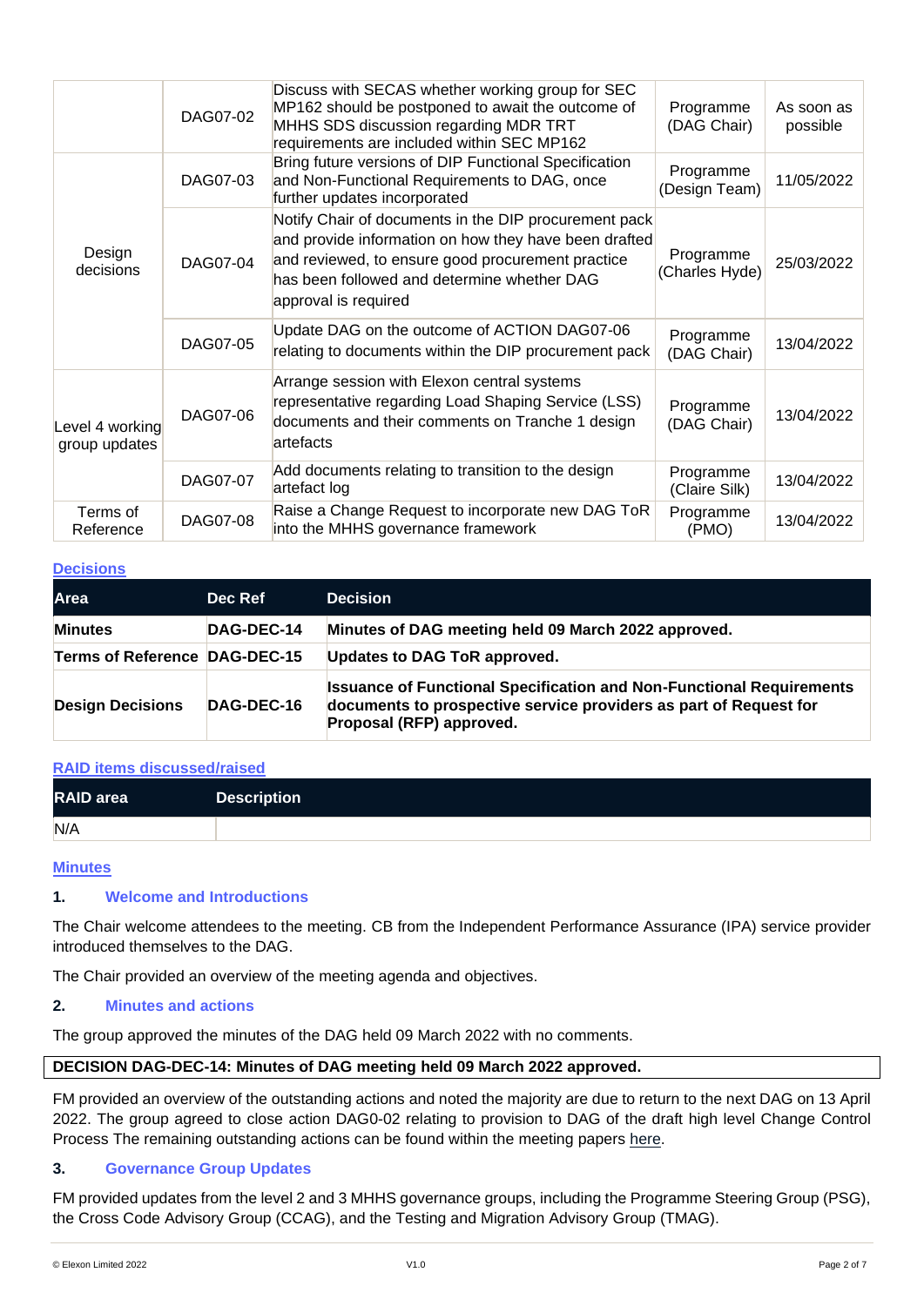| | | | | |
|---|---|---|---|---|
| | DAG07-02 | Discuss with SECAS whether working group for SEC MP162 should be postponed to await the outcome of MHHS SDS discussion regarding MDR TRT requirements are included within SEC MP162 | Programme (DAG Chair) | As soon as possible |
| Design decisions | DAG07-03 | Bring future versions of DIP Functional Specification and Non-Functional Requirements to DAG, once further updates incorporated | Programme (Design Team) | 11/05/2022 |
| | DAG07-04 | Notify Chair of documents in the DIP procurement pack and provide information on how they have been drafted and reviewed, to ensure good procurement practice has been followed and determine whether DAG approval is required | Programme (Charles Hyde) | 25/03/2022 |
| | DAG07-05 | Update DAG on the outcome of ACTION DAG07-06 relating to documents within the DIP procurement pack | Programme (DAG Chair) | 13/04/2022 |
| Level 4 working group updates | DAG07-06 | Arrange session with Elexon central systems representative regarding Load Shaping Service (LSS) documents and their comments on Tranche 1 design artefacts | Programme (DAG Chair) | 13/04/2022 |
| | DAG07-07 | Add documents relating to transition to the design artefact log | Programme (Claire Silk) | 13/04/2022 |
| Terms of Reference | DAG07-08 | Raise a Change Request to incorporate new DAG ToR into the MHHS governance framework | Programme (PMO) | 13/04/2022 |

**Decisions**

| Area | Dec Ref | Decision |
|---|---|---|
| **Minutes** | **DAG-DEC-14** | **Minutes of DAG meeting held 09 March 2022 approved.** |
| **Terms of Reference** | **DAG-DEC-15** | **Updates to DAG ToR approved.** |
| **Design Decisions** | **DAG-DEC-16** | **Issuance of Functional Specification and Non-Functional Requirements documents to prospective service providers as part of Request for Proposal (RFP) approved.** |

**RAID items discussed/raised**

| RAID area | Description |
|---|---|
| N/A | |

**Minutes**

### 1. Welcome and Introductions

The Chair welcome attendees to the meeting. CB from the Independent Performance Assurance (IPA) service provider introduced themselves to the DAG.

The Chair provided an overview of the meeting agenda and objectives.

### 2. Minutes and actions

The group approved the minutes of the DAG held 09 March 2022 with no comments.

**DECISION DAG-DEC-14: Minutes of DAG meeting held 09 March 2022 approved.**

FM provided an overview of the outstanding actions and noted the majority are due to return to the next DAG on 13 April 2022. The group agreed to close action DAG0-02 relating to provision to DAG of the draft high level Change Control Process The remaining outstanding actions can be found within the meeting papers here.

### 3. Governance Group Updates

FM provided updates from the level 2 and 3 MHHS governance groups, including the Programme Steering Group (PSG), the Cross Code Advisory Group (CCAG), and the Testing and Migration Advisory Group (TMAG).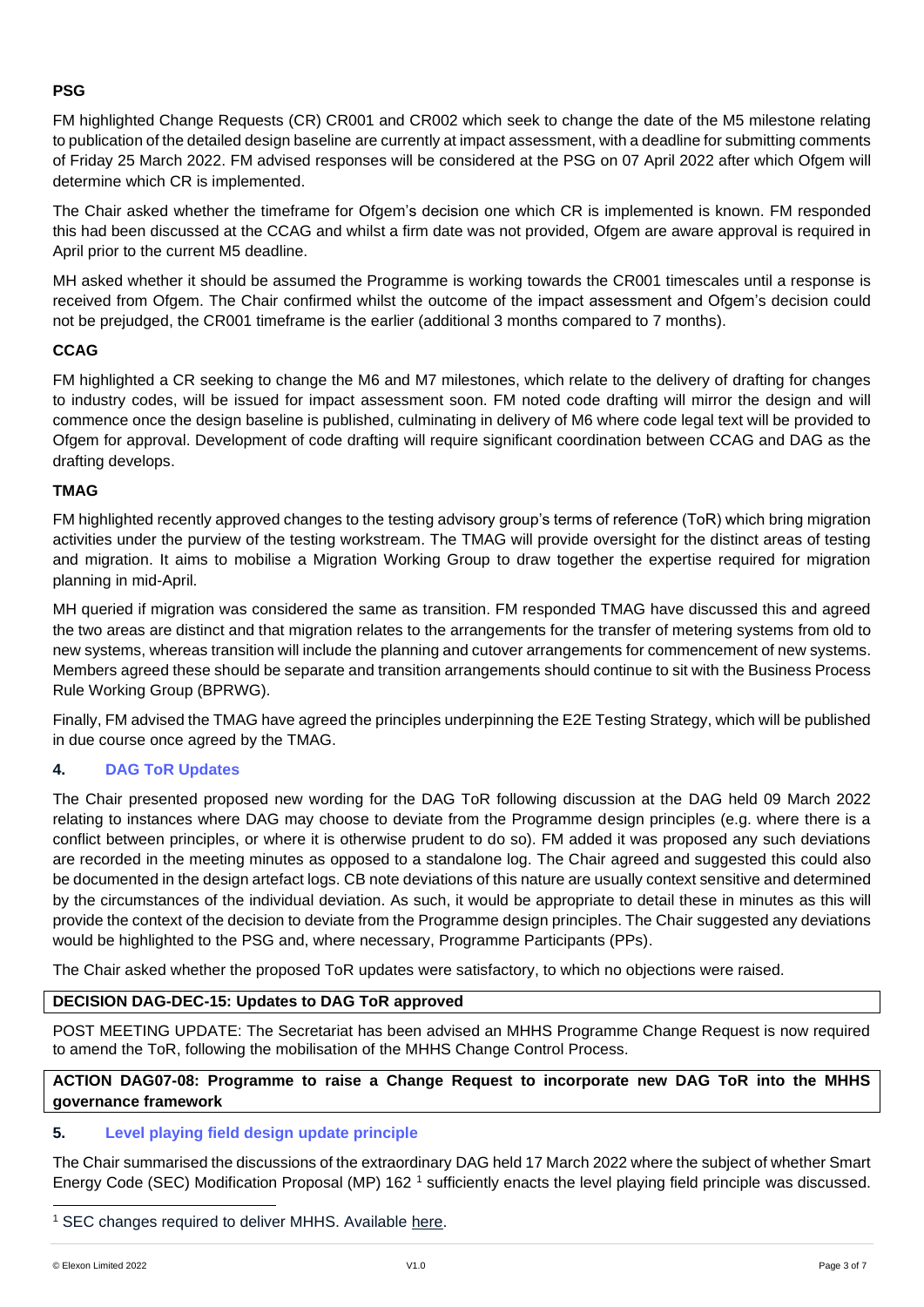**PSG**

FM highlighted Change Requests (CR) CR001 and CR002 which seek to change the date of the M5 milestone relating to publication of the detailed design baseline are currently at impact assessment, with a deadline for submitting comments of Friday 25 March 2022. FM advised responses will be considered at the PSG on 07 April 2022 after which Ofgem will determine which CR is implemented.

The Chair asked whether the timeframe for Ofgem's decision one which CR is implemented is known. FM responded this had been discussed at the CCAG and whilst a firm date was not provided, Ofgem are aware approval is required in April prior to the current M5 deadline.

MH asked whether it should be assumed the Programme is working towards the CR001 timescales until a response is received from Ofgem. The Chair confirmed whilst the outcome of the impact assessment and Ofgem's decision could not be prejudged, the CR001 timeframe is the earlier (additional 3 months compared to 7 months).

**CCAG**

FM highlighted a CR seeking to change the M6 and M7 milestones, which relate to the delivery of drafting for changes to industry codes, will be issued for impact assessment soon. FM noted code drafting will mirror the design and will commence once the design baseline is published, culminating in delivery of M6 where code legal text will be provided to Ofgem for approval. Development of code drafting will require significant coordination between CCAG and DAG as the drafting develops.

**TMAG**

FM highlighted recently approved changes to the testing advisory group's terms of reference (ToR) which bring migration activities under the purview of the testing workstream. The TMAG will provide oversight for the distinct areas of testing and migration. It aims to mobilise a Migration Working Group to draw together the expertise required for migration planning in mid-April.

MH queried if migration was considered the same as transition. FM responded TMAG have discussed this and agreed the two areas are distinct and that migration relates to the arrangements for the transfer of metering systems from old to new systems, whereas transition will include the planning and cutover arrangements for commencement of new systems. Members agreed these should be separate and transition arrangements should continue to sit with the Business Process Rule Working Group (BPRWG).

Finally, FM advised the TMAG have agreed the principles underpinning the E2E Testing Strategy, which will be published in due course once agreed by the TMAG.

## 4. DAG ToR Updates

The Chair presented proposed new wording for the DAG ToR following discussion at the DAG held 09 March 2022 relating to instances where DAG may choose to deviate from the Programme design principles (e.g. where there is a conflict between principles, or where it is otherwise prudent to do so). FM added it was proposed any such deviations are recorded in the meeting minutes as opposed to a standalone log. The Chair agreed and suggested this could also be documented in the design artefact logs. CB note deviations of this nature are usually context sensitive and determined by the circumstances of the individual deviation. As such, it would be appropriate to detail these in minutes as this will provide the context of the decision to deviate from the Programme design principles. The Chair suggested any deviations would be highlighted to the PSG and, where necessary, Programme Participants (PPs).

The Chair asked whether the proposed ToR updates were satisfactory, to which no objections were raised.

**DECISION DAG-DEC-15: Updates to DAG ToR approved**

POST MEETING UPDATE: The Secretariat has been advised an MHHS Programme Change Request is now required to amend the ToR, following the mobilisation of the MHHS Change Control Process.

**ACTION DAG07-08: Programme to raise a Change Request to incorporate new DAG ToR into the MHHS governance framework**

## 5. Level playing field design update principle

The Chair summarised the discussions of the extraordinary DAG held 17 March 2022 where the subject of whether Smart Energy Code (SEC) Modification Proposal (MP) 162 [1] sufficiently enacts the level playing field principle was discussed.

[1] SEC changes required to deliver MHHS. Available here.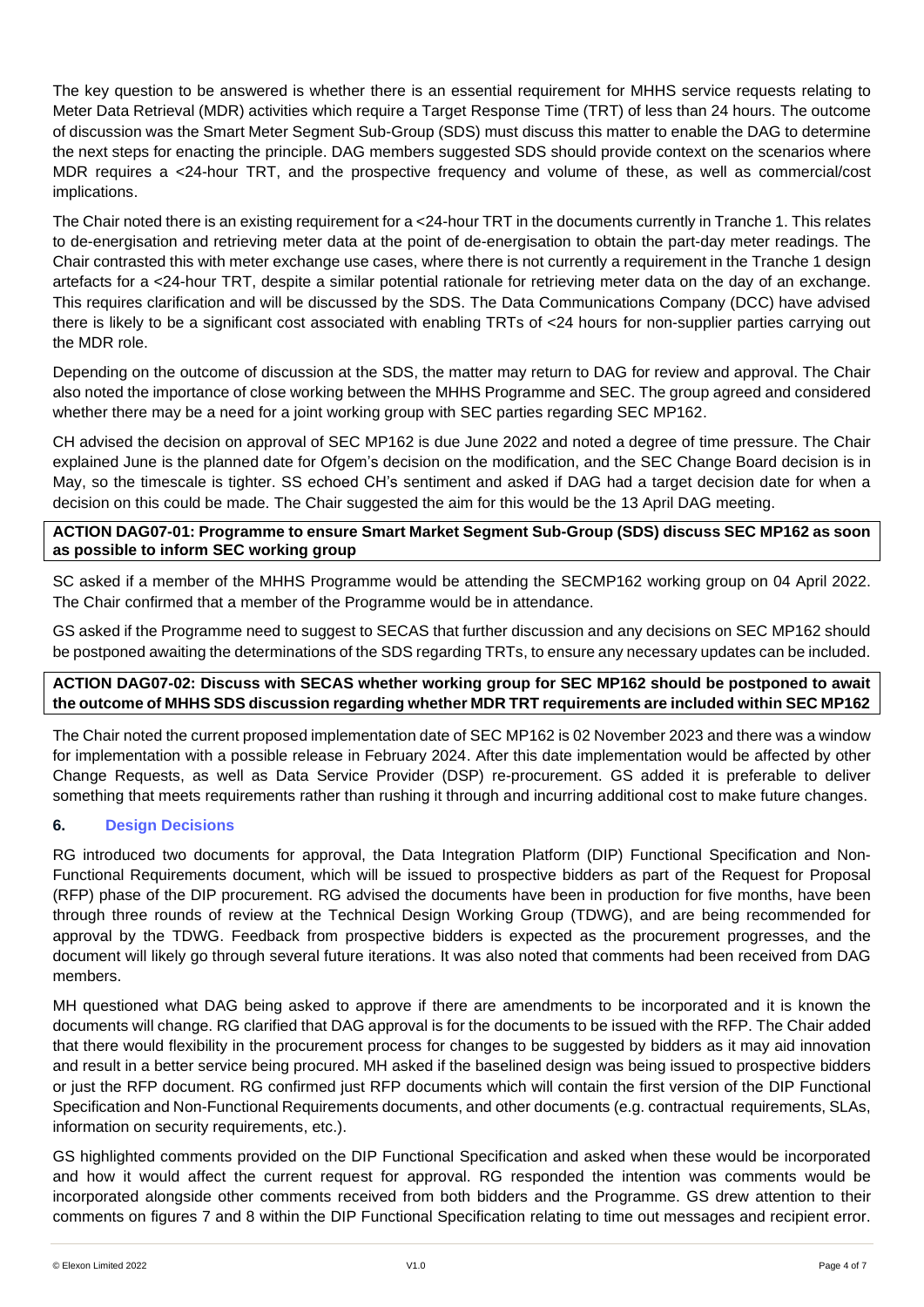The key question to be answered is whether there is an essential requirement for MHHS service requests relating to Meter Data Retrieval (MDR) activities which require a Target Response Time (TRT) of less than 24 hours. The outcome of discussion was the Smart Meter Segment Sub-Group (SDS) must discuss this matter to enable the DAG to determine the next steps for enacting the principle. DAG members suggested SDS should provide context on the scenarios where MDR requires a <24-hour TRT, and the prospective frequency and volume of these, as well as commercial/cost implications.

The Chair noted there is an existing requirement for a <24-hour TRT in the documents currently in Tranche 1. This relates to de-energisation and retrieving meter data at the point of de-energisation to obtain the part-day meter readings. The Chair contrasted this with meter exchange use cases, where there is not currently a requirement in the Tranche 1 design artefacts for a <24-hour TRT, despite a similar potential rationale for retrieving meter data on the day of an exchange. This requires clarification and will be discussed by the SDS. The Data Communications Company (DCC) have advised there is likely to be a significant cost associated with enabling TRTs of <24 hours for non-supplier parties carrying out the MDR role.

Depending on the outcome of discussion at the SDS, the matter may return to DAG for review and approval. The Chair also noted the importance of close working between the MHHS Programme and SEC. The group agreed and considered whether there may be a need for a joint working group with SEC parties regarding SEC MP162.

CH advised the decision on approval of SEC MP162 is due June 2022 and noted a degree of time pressure. The Chair explained June is the planned date for Ofgem's decision on the modification, and the SEC Change Board decision is in May, so the timescale is tighter. SS echoed CH's sentiment and asked if DAG had a target decision date for when a decision on this could be made. The Chair suggested the aim for this would be the 13 April DAG meeting.

| **ACTION DAG07-01: Programme to ensure Smart Market Segment Sub-Group (SDS) discuss SEC MP162 as soon as possible to inform SEC working group** |
|---|

SC asked if a member of the MHHS Programme would be attending the SECMP162 working group on 04 April 2022. The Chair confirmed that a member of the Programme would be in attendance.

GS asked if the Programme need to suggest to SECAS that further discussion and any decisions on SEC MP162 should be postponed awaiting the determinations of the SDS regarding TRTs, to ensure any necessary updates can be included.

| **ACTION DAG07-02: Discuss with SECAS whether working group for SEC MP162 should be postponed to await the outcome of MHHS SDS discussion regarding whether MDR TRT requirements are included within SEC MP162** |
|---|

The Chair noted the current proposed implementation date of SEC MP162 is 02 November 2023 and there was a window for implementation with a possible release in February 2024. After this date implementation would be affected by other Change Requests, as well as Data Service Provider (DSP) re-procurement. GS added it is preferable to deliver something that meets requirements rather than rushing it through and incurring additional cost to make future changes.

## 6. Design Decisions

RG introduced two documents for approval, the Data Integration Platform (DIP) Functional Specification and Non-Functional Requirements document, which will be issued to prospective bidders as part of the Request for Proposal (RFP) phase of the DIP procurement. RG advised the documents have been in production for five months, have been through three rounds of review at the Technical Design Working Group (TDWG), and are being recommended for approval by the TDWG. Feedback from prospective bidders is expected as the procurement progresses, and the document will likely go through several future iterations. It was also noted that comments had been received from DAG members.

MH questioned what DAG being asked to approve if there are amendments to be incorporated and it is known the documents will change. RG clarified that DAG approval is for the documents to be issued with the RFP. The Chair added that there would flexibility in the procurement process for changes to be suggested by bidders as it may aid innovation and result in a better service being procured. MH asked if the baselined design was being issued to prospective bidders or just the RFP document. RG confirmed just RFP documents which will contain the first version of the DIP Functional Specification and Non-Functional Requirements documents, and other documents (e.g. contractual requirements, SLAs, information on security requirements, etc.).

GS highlighted comments provided on the DIP Functional Specification and asked when these would be incorporated and how it would affect the current request for approval. RG responded the intention was comments would be incorporated alongside other comments received from both bidders and the Programme. GS drew attention to their comments on figures 7 and 8 within the DIP Functional Specification relating to time out messages and recipient error.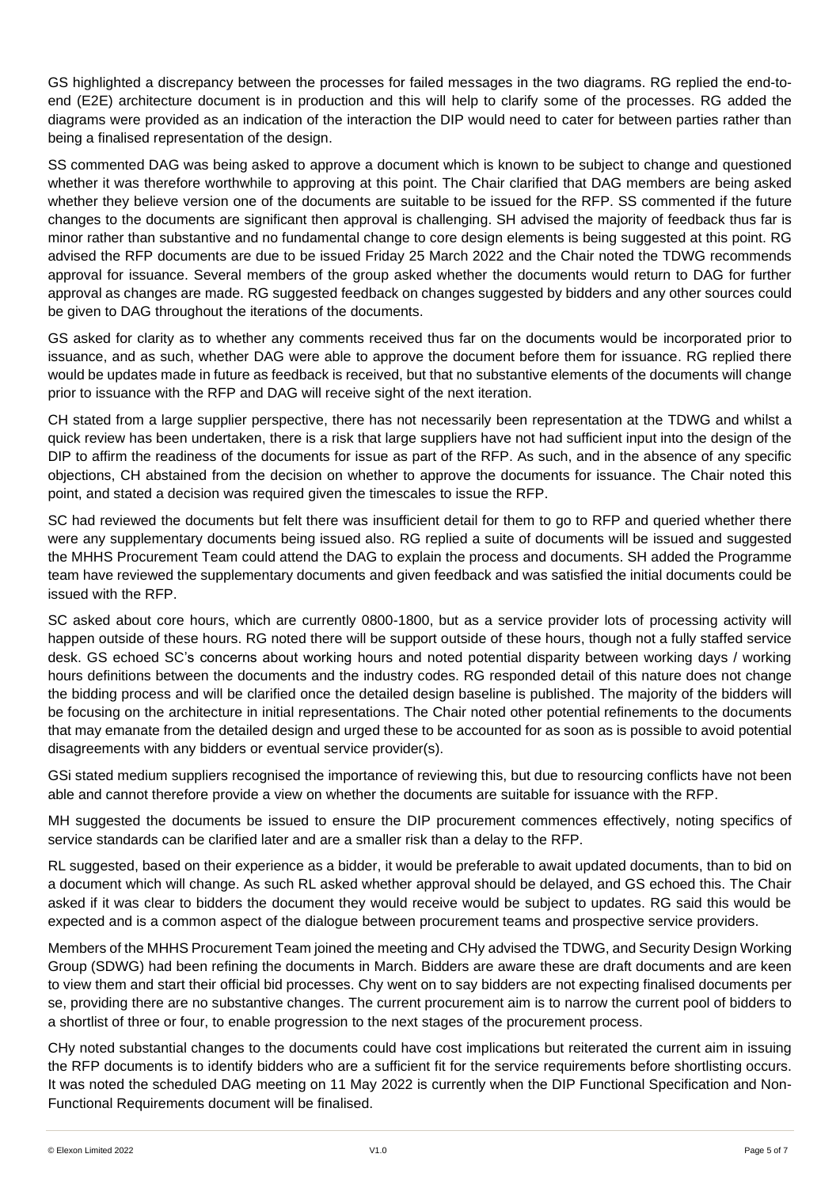GS highlighted a discrepancy between the processes for failed messages in the two diagrams. RG replied the end-to-end (E2E) architecture document is in production and this will help to clarify some of the processes. RG added the diagrams were provided as an indication of the interaction the DIP would need to cater for between parties rather than being a finalised representation of the design.

SS commented DAG was being asked to approve a document which is known to be subject to change and questioned whether it was therefore worthwhile to approving at this point. The Chair clarified that DAG members are being asked whether they believe version one of the documents are suitable to be issued for the RFP. SS commented if the future changes to the documents are significant then approval is challenging. SH advised the majority of feedback thus far is minor rather than substantive and no fundamental change to core design elements is being suggested at this point. RG advised the RFP documents are due to be issued Friday 25 March 2022 and the Chair noted the TDWG recommends approval for issuance. Several members of the group asked whether the documents would return to DAG for further approval as changes are made. RG suggested feedback on changes suggested by bidders and any other sources could be given to DAG throughout the iterations of the documents.

GS asked for clarity as to whether any comments received thus far on the documents would be incorporated prior to issuance, and as such, whether DAG were able to approve the document before them for issuance. RG replied there would be updates made in future as feedback is received, but that no substantive elements of the documents will change prior to issuance with the RFP and DAG will receive sight of the next iteration.

CH stated from a large supplier perspective, there has not necessarily been representation at the TDWG and whilst a quick review has been undertaken, there is a risk that large suppliers have not had sufficient input into the design of the DIP to affirm the readiness of the documents for issue as part of the RFP. As such, and in the absence of any specific objections, CH abstained from the decision on whether to approve the documents for issuance. The Chair noted this point, and stated a decision was required given the timescales to issue the RFP.

SC had reviewed the documents but felt there was insufficient detail for them to go to RFP and queried whether there were any supplementary documents being issued also. RG replied a suite of documents will be issued and suggested the MHHS Procurement Team could attend the DAG to explain the process and documents. SH added the Programme team have reviewed the supplementary documents and given feedback and was satisfied the initial documents could be issued with the RFP.

SC asked about core hours, which are currently 0800-1800, but as a service provider lots of processing activity will happen outside of these hours. RG noted there will be support outside of these hours, though not a fully staffed service desk. GS echoed SC's concerns about working hours and noted potential disparity between working days / working hours definitions between the documents and the industry codes. RG responded detail of this nature does not change the bidding process and will be clarified once the detailed design baseline is published. The majority of the bidders will be focusing on the architecture in initial representations. The Chair noted other potential refinements to the documents that may emanate from the detailed design and urged these to be accounted for as soon as is possible to avoid potential disagreements with any bidders or eventual service provider(s).

GSi stated medium suppliers recognised the importance of reviewing this, but due to resourcing conflicts have not been able and cannot therefore provide a view on whether the documents are suitable for issuance with the RFP.

MH suggested the documents be issued to ensure the DIP procurement commences effectively, noting specifics of service standards can be clarified later and are a smaller risk than a delay to the RFP.

RL suggested, based on their experience as a bidder, it would be preferable to await updated documents, than to bid on a document which will change. As such RL asked whether approval should be delayed, and GS echoed this. The Chair asked if it was clear to bidders the document they would receive would be subject to updates. RG said this would be expected and is a common aspect of the dialogue between procurement teams and prospective service providers.

Members of the MHHS Procurement Team joined the meeting and CHy advised the TDWG, and Security Design Working Group (SDWG) had been refining the documents in March. Bidders are aware these are draft documents and are keen to view them and start their official bid processes. Chy went on to say bidders are not expecting finalised documents per se, providing there are no substantive changes. The current procurement aim is to narrow the current pool of bidders to a shortlist of three or four, to enable progression to the next stages of the procurement process.

CHy noted substantial changes to the documents could have cost implications but reiterated the current aim in issuing the RFP documents is to identify bidders who are a sufficient fit for the service requirements before shortlisting occurs. It was noted the scheduled DAG meeting on 11 May 2022 is currently when the DIP Functional Specification and Non-Functional Requirements document will be finalised.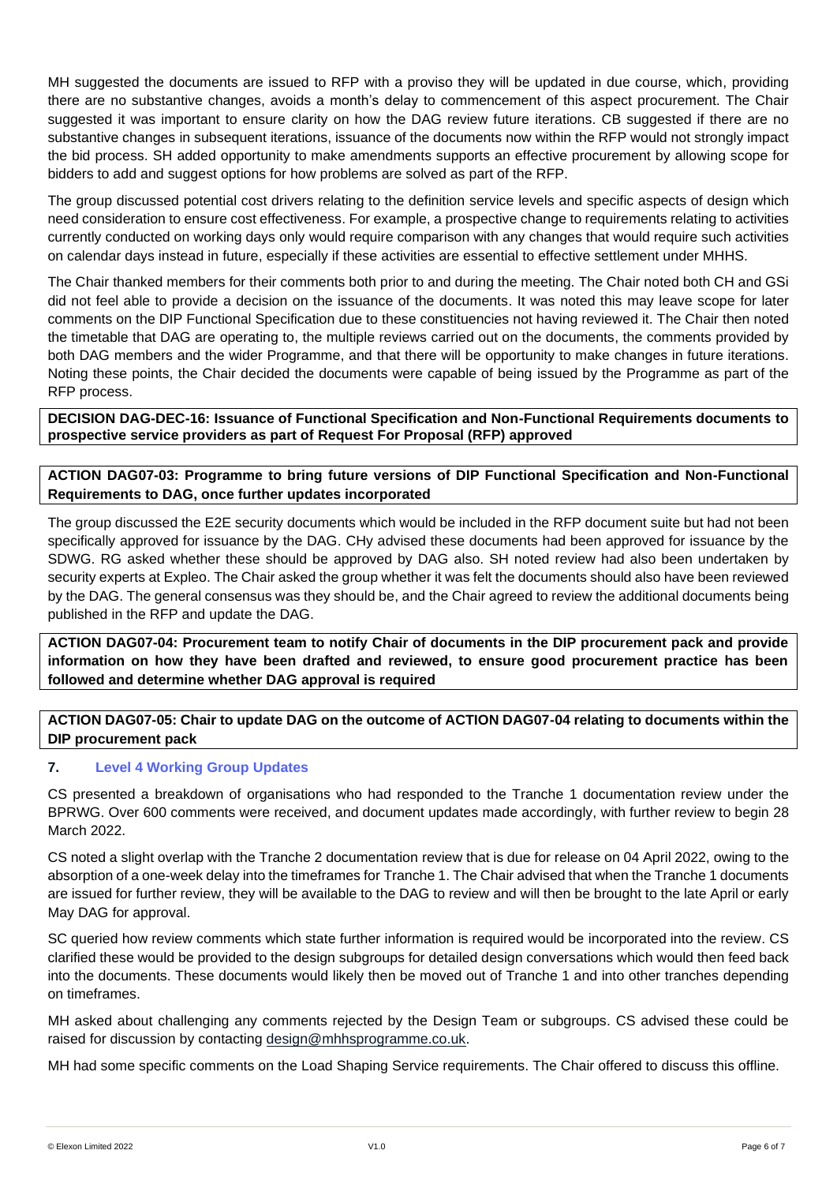MH suggested the documents are issued to RFP with a proviso they will be updated in due course, which, providing there are no substantive changes, avoids a month's delay to commencement of this aspect procurement. The Chair suggested it was important to ensure clarity on how the DAG review future iterations. CB suggested if there are no substantive changes in subsequent iterations, issuance of the documents now within the RFP would not strongly impact the bid process. SH added opportunity to make amendments supports an effective procurement by allowing scope for bidders to add and suggest options for how problems are solved as part of the RFP.

The group discussed potential cost drivers relating to the definition service levels and specific aspects of design which need consideration to ensure cost effectiveness. For example, a prospective change to requirements relating to activities currently conducted on working days only would require comparison with any changes that would require such activities on calendar days instead in future, especially if these activities are essential to effective settlement under MHHS.

The Chair thanked members for their comments both prior to and during the meeting. The Chair noted both CH and GSi did not feel able to provide a decision on the issuance of the documents. It was noted this may leave scope for later comments on the DIP Functional Specification due to these constituencies not having reviewed it. The Chair then noted the timetable that DAG are operating to, the multiple reviews carried out on the documents, the comments provided by both DAG members and the wider Programme, and that there will be opportunity to make changes in future iterations. Noting these points, the Chair decided the documents were capable of being issued by the Programme as part of the RFP process.

**DECISION DAG-DEC-16: Issuance of Functional Specification and Non-Functional Requirements documents to prospective service providers as part of Request For Proposal (RFP) approved**

**ACTION DAG07-03: Programme to bring future versions of DIP Functional Specification and Non-Functional Requirements to DAG, once further updates incorporated**

The group discussed the E2E security documents which would be included in the RFP document suite but had not been specifically approved for issuance by the DAG. CHy advised these documents had been approved for issuance by the SDWG. RG asked whether these should be approved by DAG also. SH noted review had also been undertaken by security experts at Expleo. The Chair asked the group whether it was felt the documents should also have been reviewed by the DAG. The general consensus was they should be, and the Chair agreed to review the additional documents being published in the RFP and update the DAG.

**ACTION DAG07-04: Procurement team to notify Chair of documents in the DIP procurement pack and provide information on how they have been drafted and reviewed, to ensure good procurement practice has been followed and determine whether DAG approval is required**

**ACTION DAG07-05: Chair to update DAG on the outcome of ACTION DAG07-04 relating to documents within the DIP procurement pack**

## 7. Level 4 Working Group Updates

CS presented a breakdown of organisations who had responded to the Tranche 1 documentation review under the BPRWG. Over 600 comments were received, and document updates made accordingly, with further review to begin 28 March 2022.

CS noted a slight overlap with the Tranche 2 documentation review that is due for release on 04 April 2022, owing to the absorption of a one-week delay into the timeframes for Tranche 1. The Chair advised that when the Tranche 1 documents are issued for further review, they will be available to the DAG to review and will then be brought to the late April or early May DAG for approval.

SC queried how review comments which state further information is required would be incorporated into the review. CS clarified these would be provided to the design subgroups for detailed design conversations which would then feed back into the documents. These documents would likely then be moved out of Tranche 1 and into other tranches depending on timeframes.

MH asked about challenging any comments rejected by the Design Team or subgroups. CS advised these could be raised for discussion by contacting design@mhhsprogramme.co.uk.

MH had some specific comments on the Load Shaping Service requirements. The Chair offered to discuss this offline.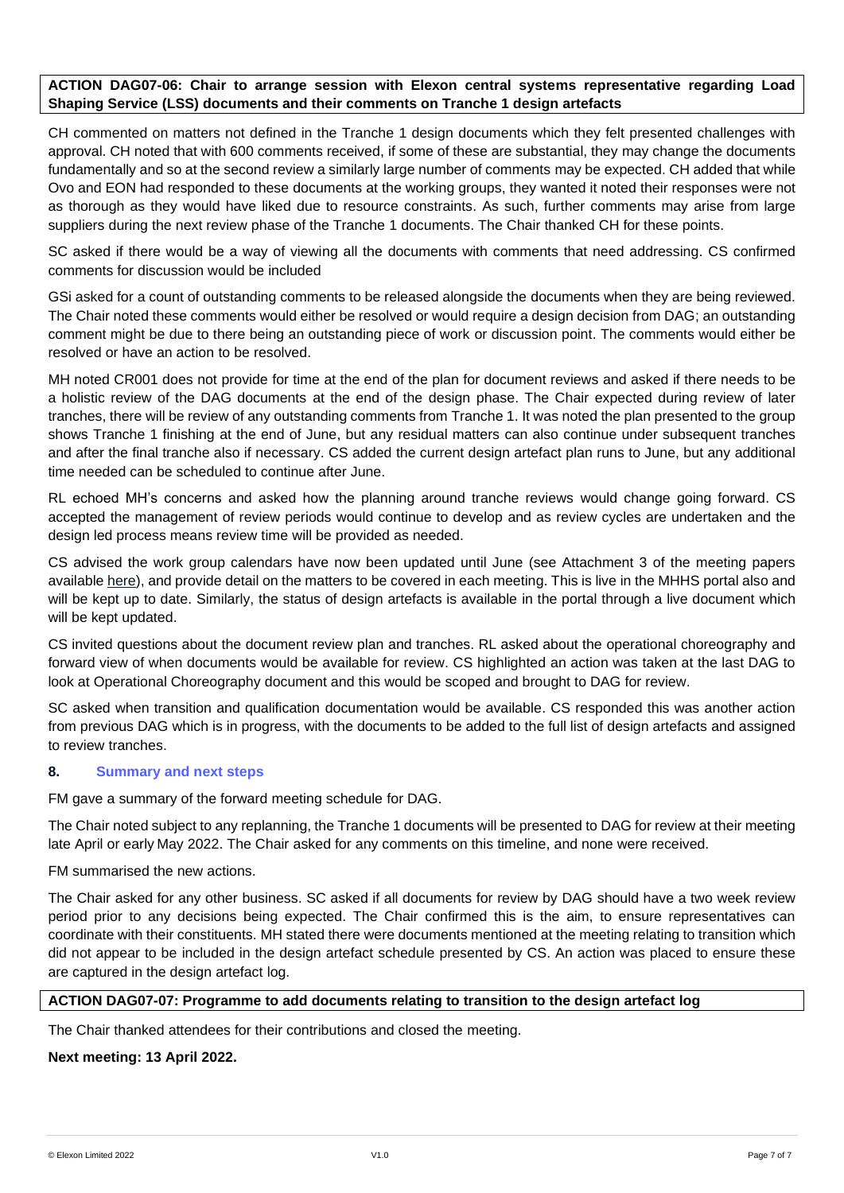**ACTION DAG07-06: Chair to arrange session with Elexon central systems representative regarding Load Shaping Service (LSS) documents and their comments on Tranche 1 design artefacts**

CH commented on matters not defined in the Tranche 1 design documents which they felt presented challenges with approval. CH noted that with 600 comments received, if some of these are substantial, they may change the documents fundamentally and so at the second review a similarly large number of comments may be expected. CH added that while Ovo and EON had responded to these documents at the working groups, they wanted it noted their responses were not as thorough as they would have liked due to resource constraints. As such, further comments may arise from large suppliers during the next review phase of the Tranche 1 documents. The Chair thanked CH for these points.

SC asked if there would be a way of viewing all the documents with comments that need addressing. CS confirmed comments for discussion would be included

GSi asked for a count of outstanding comments to be released alongside the documents when they are being reviewed. The Chair noted these comments would either be resolved or would require a design decision from DAG; an outstanding comment might be due to there being an outstanding piece of work or discussion point. The comments would either be resolved or have an action to be resolved.

MH noted CR001 does not provide for time at the end of the plan for document reviews and asked if there needs to be a holistic review of the DAG documents at the end of the design phase. The Chair expected during review of later tranches, there will be review of any outstanding comments from Tranche 1. It was noted the plan presented to the group shows Tranche 1 finishing at the end of June, but any residual matters can also continue under subsequent tranches and after the final tranche also if necessary. CS added the current design artefact plan runs to June, but any additional time needed can be scheduled to continue after June.

RL echoed MH's concerns and asked how the planning around tranche reviews would change going forward. CS accepted the management of review periods would continue to develop and as review cycles are undertaken and the design led process means review time will be provided as needed.

CS advised the work group calendars have now been updated until June (see Attachment 3 of the meeting papers available here), and provide detail on the matters to be covered in each meeting. This is live in the MHHS portal also and will be kept up to date. Similarly, the status of design artefacts is available in the portal through a live document which will be kept updated.

CS invited questions about the document review plan and tranches. RL asked about the operational choreography and forward view of when documents would be available for review. CS highlighted an action was taken at the last DAG to look at Operational Choreography document and this would be scoped and brought to DAG for review.

SC asked when transition and qualification documentation would be available. CS responded this was another action from previous DAG which is in progress, with the documents to be added to the full list of design artefacts and assigned to review tranches.

## 8. Summary and next steps

FM gave a summary of the forward meeting schedule for DAG.

The Chair noted subject to any replanning, the Tranche 1 documents will be presented to DAG for review at their meeting late April or early May 2022. The Chair asked for any comments on this timeline, and none were received.

FM summarised the new actions.

The Chair asked for any other business. SC asked if all documents for review by DAG should have a two week review period prior to any decisions being expected. The Chair confirmed this is the aim, to ensure representatives can coordinate with their constituents. MH stated there were documents mentioned at the meeting relating to transition which did not appear to be included in the design artefact schedule presented by CS. An action was placed to ensure these are captured in the design artefact log.

**ACTION DAG07-07: Programme to add documents relating to transition to the design artefact log**

The Chair thanked attendees for their contributions and closed the meeting.

**Next meeting: 13 April 2022.**